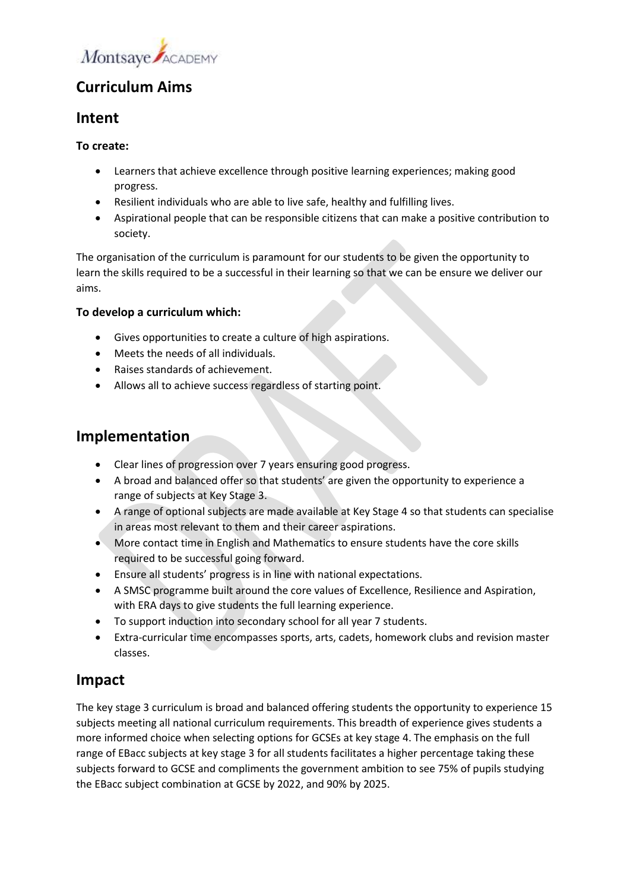## Curriculum Aims

## Intent

**To create:**

- Learners that achieve excellence through positive learning experiences; making good progress.
- Resilient individuals who are able to live safe, healthy and fulfilling lives.
- Aspirational people that can be responsible citizens that can make a positive contribution to society.

The organisation of the curriculum is paramount for our students to be given the opportunity to learn the skills required to be a successful in their learning so that we can be ensure we deliver our aims.

**To develop a curriculum which:**

- Gives opportunities to create a culture of high aspirations.
- Meets the needs of all individuals.
- Raises standards of achievement.
- Allows all to achieve success regardless of starting point.

## Implementation

- Clear lines of progression over 7 years ensuring good progress.
- A broad and balanced offer so that students' are given the opportunity to experience a range of subjects at Key Stage 3.
- A range of optional subjects are made available at Key Stage 4 so that students can specialise in areas most relevant to them and their career aspirations.
- More contact time in English and Mathematics to ensure students have the core skills required to be successful going forward.
- Ensure all students' progress is in line with national expectations.
- A SMSC programme built around the core values of Excellence, Resilience and Aspiration, with ERA days to give students the full learning experience.
- To support induction into secondary school for all year 7 students.
- Extra-curricular time encompasses sports, arts, cadets, homework clubs and revision master classes.

## Impact

The key stage 3 curriculum is broad and balanced offering students the opportunity to experience 15 subjects meeting all national curriculum requirements. This breadth of experience gives students a more informed choice when selecting options for GCSEs at key stage 4. The emphasis on the full range of EBacc subjects at key stage 3 for all students facilitates a higher percentage taking these subjects forward to GCSE and compliments the government ambition to see 75% of pupils studying the EBacc subject combination at GCSE by 2022, and 90% by 2025.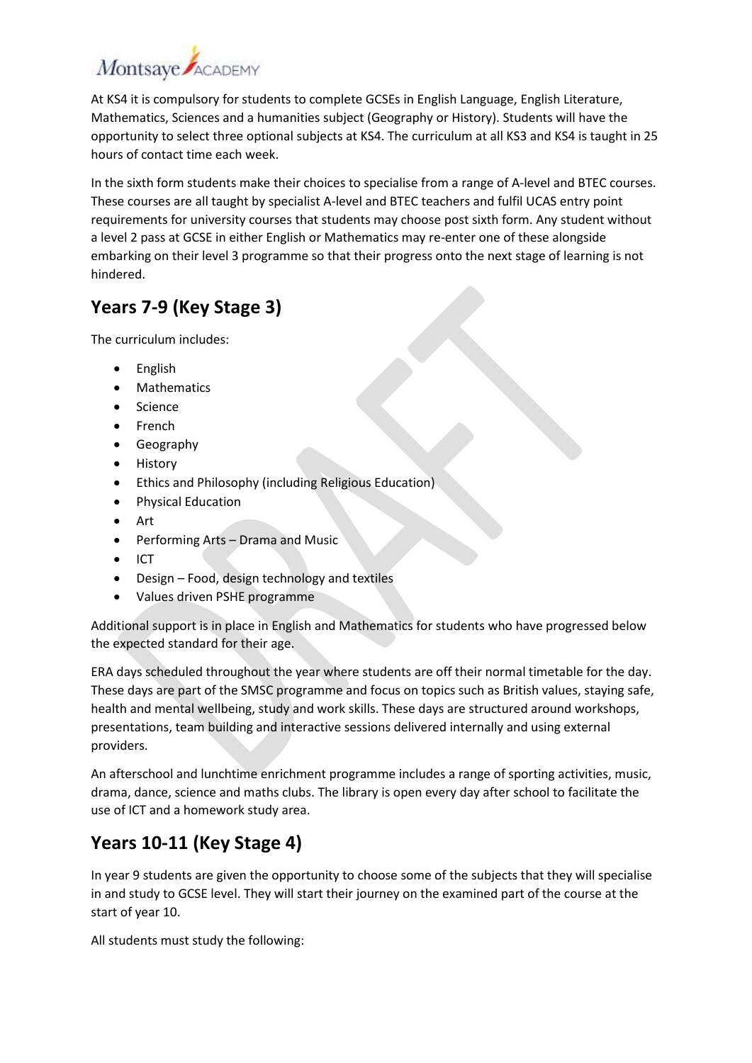At KS4 it is compulsory for students to complete GCSEs in English Language, English Literature, Mathematics, Sciences and a humanities subject (Geography or History). Students will have the opportunity to select three optional subjects at KS4. The curriculum at all KS3 and KS4 is taught in 25 hours of contact time each week.

In the sixth form students make their choices to specialise from a range of A-level and BTEC courses. These courses are all taught by specialist A-level and BTEC teachers and fulfil UCAS entry point requirements for university courses that students may choose post sixth form. Any student without a level 2 pass at GCSE in either English or Mathematics may re-enter one of these alongside embarking on their level 3 programme so that their progress onto the next stage of learning is not hindered.

## Years 7-9 (Key Stage 3)

The curriculum includes:

- English
- Mathematics
- Science
- French
- Geography
- History
- Ethics and Philosophy (including Religious Education)
- Physical Education
- Art
- Performing Arts – Drama and Music
- ICT
- Design – Food, design technology and textiles
- Values driven PSHE programme

Additional support is in place in English and Mathematics for students who have progressed below the expected standard for their age.

ERA days scheduled throughout the year where students are off their normal timetable for the day. These days are part of the SMSC programme and focus on topics such as British values, staying safe, health and mental wellbeing, study and work skills. These days are structured around workshops, presentations, team building and interactive sessions delivered internally and using external providers.

An afterschool and lunchtime enrichment programme includes a range of sporting activities, music, drama, dance, science and maths clubs. The library is open every day after school to facilitate the use of ICT and a homework study area.

## Years 10-11 (Key Stage 4)

In year 9 students are given the opportunity to choose some of the subjects that they will specialise in and study to GCSE level. They will start their journey on the examined part of the course at the start of year 10.

All students must study the following: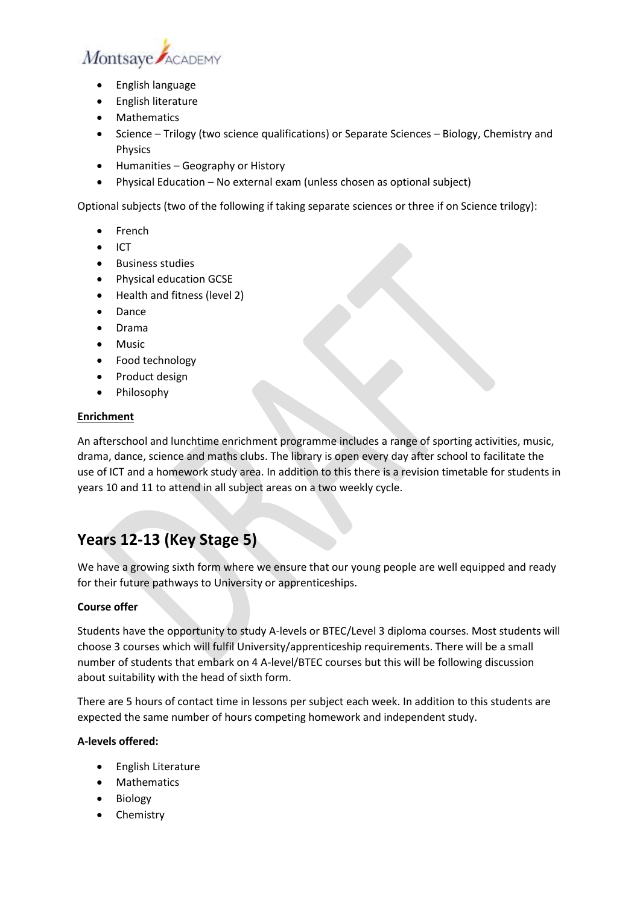- English language
- English literature
- Mathematics
- Science – Trilogy (two science qualifications) or Separate Sciences – Biology, Chemistry and Physics
- Humanities – Geography or History
- Physical Education – No external exam (unless chosen as optional subject)

Optional subjects (two of the following if taking separate sciences or three if on Science trilogy):

- French
- ICT
- Business studies
- Physical education GCSE
- Health and fitness (level 2)
- Dance
- Drama
- Music
- Food technology
- Product design
- Philosophy

**Enrichment**

An afterschool and lunchtime enrichment programme includes a range of sporting activities, music, drama, dance, science and maths clubs. The library is open every day after school to facilitate the use of ICT and a homework study area. In addition to this there is a revision timetable for students in years 10 and 11 to attend in all subject areas on a two weekly cycle.

## Years 12-13 (Key Stage 5)

We have a growing sixth form where we ensure that our young people are well equipped and ready for their future pathways to University or apprenticeships.

**Course offer**

Students have the opportunity to study A-levels or BTEC/Level 3 diploma courses. Most students will choose 3 courses which will fulfil University/apprenticeship requirements. There will be a small number of students that embark on 4 A-level/BTEC courses but this will be following discussion about suitability with the head of sixth form.

There are 5 hours of contact time in lessons per subject each week. In addition to this students are expected the same number of hours competing homework and independent study.

**A-levels offered:**

- English Literature
- Mathematics
- Biology
- Chemistry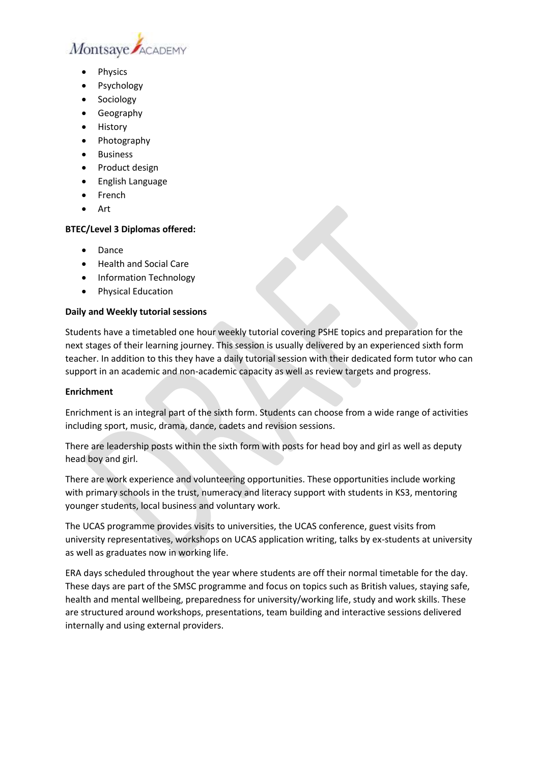- Physics
- Psychology
- Sociology
- Geography
- History
- Photography
- Business
- Product design
- English Language
- French
- Art

**BTEC/Level 3 Diplomas offered:**

- Dance
- Health and Social Care
- Information Technology
- Physical Education

**Daily and Weekly tutorial sessions**

Students have a timetabled one hour weekly tutorial covering PSHE topics and preparation for the next stages of their learning journey. This session is usually delivered by an experienced sixth form teacher. In addition to this they have a daily tutorial session with their dedicated form tutor who can support in an academic and non-academic capacity as well as review targets and progress.

**Enrichment**

Enrichment is an integral part of the sixth form. Students can choose from a wide range of activities including sport, music, drama, dance, cadets and revision sessions.

There are leadership posts within the sixth form with posts for head boy and girl as well as deputy head boy and girl.

There are work experience and volunteering opportunities. These opportunities include working with primary schools in the trust, numeracy and literacy support with students in KS3, mentoring younger students, local business and voluntary work.

The UCAS programme provides visits to universities, the UCAS conference, guest visits from university representatives, workshops on UCAS application writing, talks by ex-students at university as well as graduates now in working life.

ERA days scheduled throughout the year where students are off their normal timetable for the day. These days are part of the SMSC programme and focus on topics such as British values, staying safe, health and mental wellbeing, preparedness for university/working life, study and work skills. These are structured around workshops, presentations, team building and interactive sessions delivered internally and using external providers.